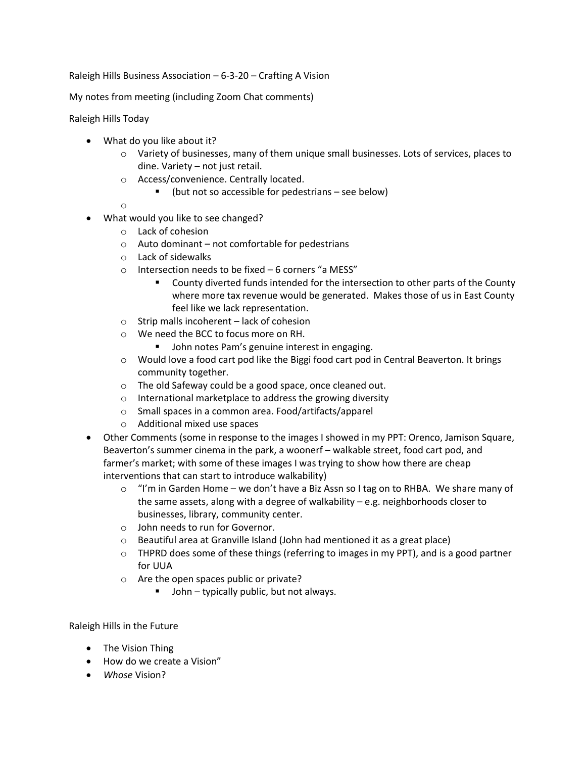Raleigh Hills Business Association – 6-3-20 – Crafting A Vision

My notes from meeting (including Zoom Chat comments)

Raleigh Hills Today

- What do you like about it?
  - Variety of businesses, many of them unique small businesses. Lots of services, places to dine. Variety – not just retail.
  - Access/convenience. Centrally located.
    - (but not so accessible for pedestrians – see below)
  - 
- What would you like to see changed?
  - Lack of cohesion
  - Auto dominant – not comfortable for pedestrians
  - Lack of sidewalks
  - Intersection needs to be fixed – 6 corners "a MESS"
    - County diverted funds intended for the intersection to other parts of the County where more tax revenue would be generated. Makes those of us in East County feel like we lack representation.
  - Strip malls incoherent – lack of cohesion
  - We need the BCC to focus more on RH.
    - John notes Pam's genuine interest in engaging.
  - Would love a food cart pod like the Biggi food cart pod in Central Beaverton. It brings community together.
  - The old Safeway could be a good space, once cleaned out.
  - International marketplace to address the growing diversity
  - Small spaces in a common area. Food/artifacts/apparel
  - Additional mixed use spaces
- Other Comments (some in response to the images I showed in my PPT: Orenco, Jamison Square, Beaverton's summer cinema in the park, a woonerf – walkable street, food cart pod, and farmer's market; with some of these images I was trying to show how there are cheap interventions that can start to introduce walkability)
  - "I'm in Garden Home – we don't have a Biz Assn so I tag on to RHBA. We share many of the same assets, along with a degree of walkability – e.g. neighborhoods closer to businesses, library, community center.
  - John needs to run for Governor.
  - Beautiful area at Granville Island (John had mentioned it as a great place)
  - THPRD does some of these things (referring to images in my PPT), and is a good partner for UUA
  - Are the open spaces public or private?
    - John – typically public, but not always.

Raleigh Hills in the Future

- The Vision Thing
- How do we create a Vision"
- *Whose* Vision?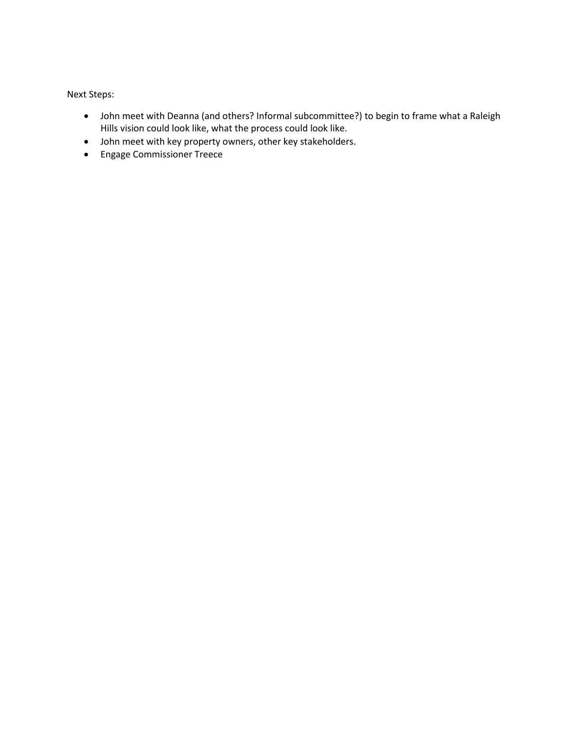Next Steps:

- John meet with Deanna (and others? Informal subcommittee?) to begin to frame what a Raleigh Hills vision could look like, what the process could look like.
- John meet with key property owners, other key stakeholders.
- Engage Commissioner Treece